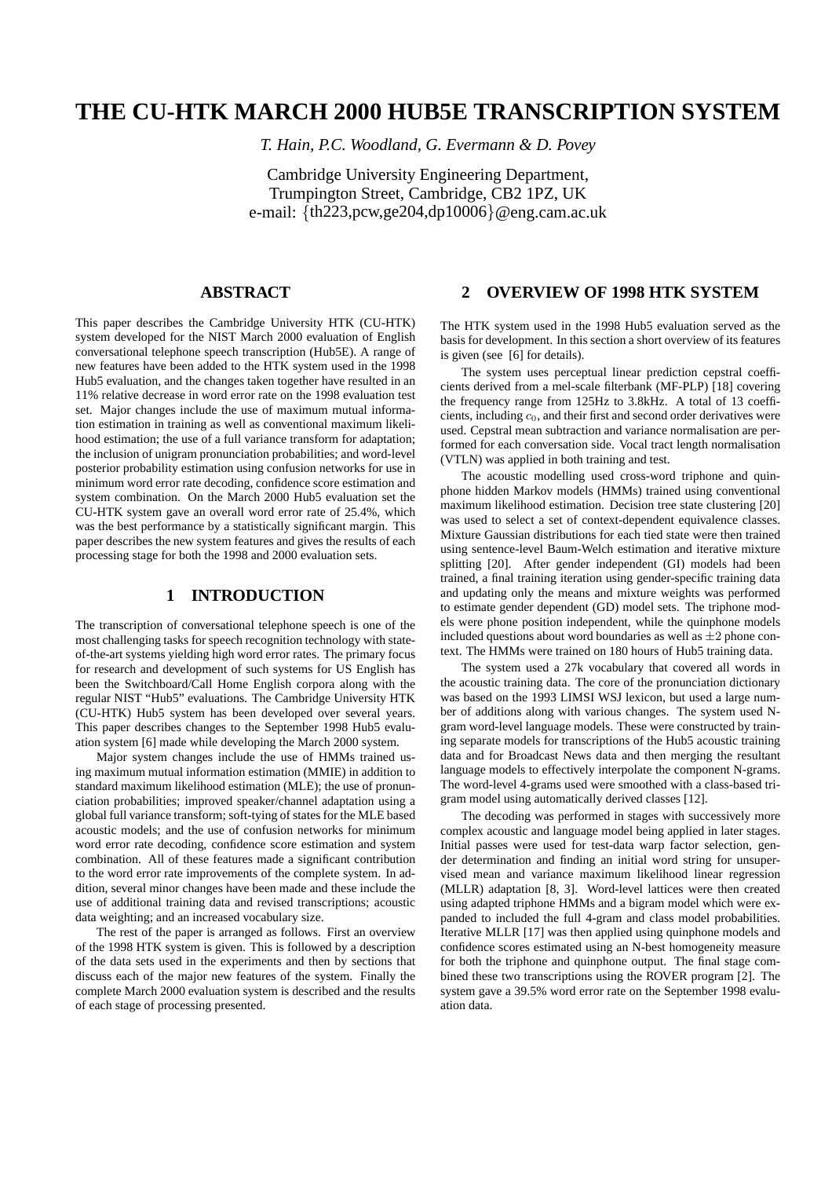# THE CU-HTK MARCH 2000 HUB5E TRANSCRIPTION SYSTEM

*T. Hain, P.C. Woodland, G. Evermann & D. Povey*

Cambridge University Engineering Department,
Trumpington Street, Cambridge, CB2 1PZ, UK
e-mail: {th223,pcw,ge204,dp10006}@eng.cam.ac.uk

## ABSTRACT

This paper describes the Cambridge University HTK (CU-HTK) system developed for the NIST March 2000 evaluation of English conversational telephone speech transcription (Hub5E). A range of new features have been added to the HTK system used in the 1998 Hub5 evaluation, and the changes taken together have resulted in an 11% relative decrease in word error rate on the 1998 evaluation test set. Major changes include the use of maximum mutual information estimation in training as well as conventional maximum likelihood estimation; the use of a full variance transform for adaptation; the inclusion of unigram pronunciation probabilities; and word-level posterior probability estimation using confusion networks for use in minimum word error rate decoding, confidence score estimation and system combination. On the March 2000 Hub5 evaluation set the CU-HTK system gave an overall word error rate of 25.4%, which was the best performance by a statistically significant margin. This paper describes the new system features and gives the results of each processing stage for both the 1998 and 2000 evaluation sets.

## 1 INTRODUCTION

The transcription of conversational telephone speech is one of the most challenging tasks for speech recognition technology with state-of-the-art systems yielding high word error rates. The primary focus for research and development of such systems for US English has been the Switchboard/Call Home English corpora along with the regular NIST "Hub5" evaluations. The Cambridge University HTK (CU-HTK) Hub5 system has been developed over several years. This paper describes changes to the September 1998 Hub5 evaluation system [6] made while developing the March 2000 system.

Major system changes include the use of HMMs trained using maximum mutual information estimation (MMIE) in addition to standard maximum likelihood estimation (MLE); the use of pronunciation probabilities; improved speaker/channel adaptation using a global full variance transform; soft-tying of states for the MLE based acoustic models; and the use of confusion networks for minimum word error rate decoding, confidence score estimation and system combination. All of these features made a significant contribution to the word error rate improvements of the complete system. In addition, several minor changes have been made and these include the use of additional training data and revised transcriptions; acoustic data weighting; and an increased vocabulary size.

The rest of the paper is arranged as follows. First an overview of the 1998 HTK system is given. This is followed by a description of the data sets used in the experiments and then by sections that discuss each of the major new features of the system. Finally the complete March 2000 evaluation system is described and the results of each stage of processing presented.

## 2 OVERVIEW OF 1998 HTK SYSTEM

The HTK system used in the 1998 Hub5 evaluation served as the basis for development. In this section a short overview of its features is given (see [6] for details).

The system uses perceptual linear prediction cepstral coefficients derived from a mel-scale filterbank (MF-PLP) [18] covering the frequency range from 125Hz to 3.8kHz. A total of 13 coefficients, including $c_0$, and their first and second order derivatives were used. Cepstral mean subtraction and variance normalisation are performed for each conversation side. Vocal tract length normalisation (VTLN) was applied in both training and test.

The acoustic modelling used cross-word triphone and quinphone hidden Markov models (HMMs) trained using conventional maximum likelihood estimation. Decision tree state clustering [20] was used to select a set of context-dependent equivalence classes. Mixture Gaussian distributions for each tied state were then trained using sentence-level Baum-Welch estimation and iterative mixture splitting [20]. After gender independent (GI) models had been trained, a final training iteration using gender-specific training data and updating only the means and mixture weights was performed to estimate gender dependent (GD) model sets. The triphone models were phone position independent, while the quinphone models included questions about word boundaries as well as $\pm 2$ phone context. The HMMs were trained on 180 hours of Hub5 training data.

The system used a 27k vocabulary that covered all words in the acoustic training data. The core of the pronunciation dictionary was based on the 1993 LIMSI WSJ lexicon, but used a large number of additions along with various changes. The system used N-gram word-level language models. These were constructed by training separate models for transcriptions of the Hub5 acoustic training data and for Broadcast News data and then merging the resultant language models to effectively interpolate the component N-grams. The word-level 4-grams used were smoothed with a class-based trigram model using automatically derived classes [12].

The decoding was performed in stages with successively more complex acoustic and language model being applied in later stages. Initial passes were used for test-data warp factor selection, gender determination and finding an initial word string for unsupervised mean and variance maximum likelihood linear regression (MLLR) adaptation [8, 3]. Word-level lattices were then created using adapted triphone HMMs and a bigram model which were expanded to included the full 4-gram and class model probabilities. Iterative MLLR [17] was then applied using quinphone models and confidence scores estimated using an N-best homogeneity measure for both the triphone and quinphone output. The final stage combined these two transcriptions using the ROVER program [2]. The system gave a 39.5% word error rate on the September 1998 evaluation data.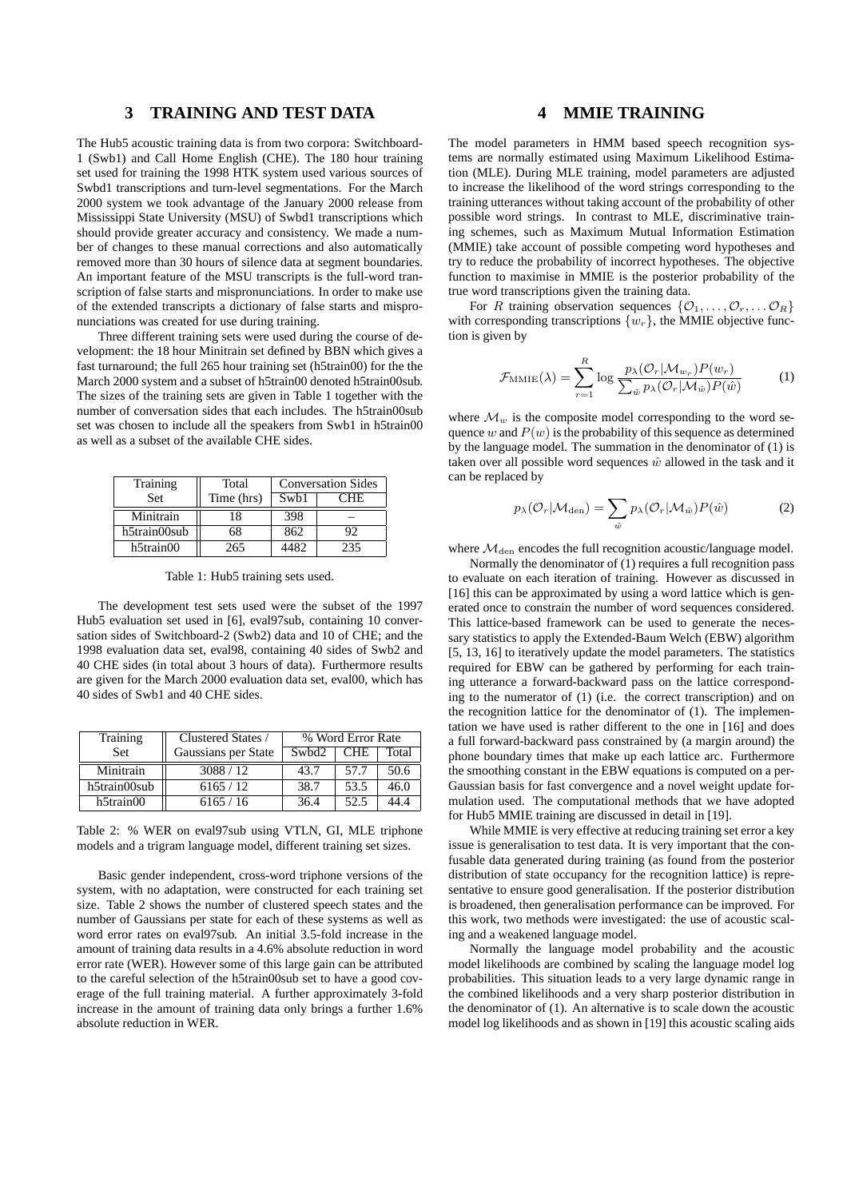# 3 TRAINING AND TEST DATA

The Hub5 acoustic training data is from two corpora: Switchboard-1 (Swb1) and Call Home English (CHE). The 180 hour training set used for training the 1998 HTK system used various sources of Swbd1 transcriptions and turn-level segmentations. For the March 2000 system we took advantage of the January 2000 release from Mississippi State University (MSU) of Swbd1 transcriptions which should provide greater accuracy and consistency. We made a number of changes to these manual corrections and also automatically removed more than 30 hours of silence data at segment boundaries. An important feature of the MSU transcripts is the full-word transcription of false starts and mispronunciations. In order to make use of the extended transcripts a dictionary of false starts and mispronunciations was created for use during training.

Three different training sets were used during the course of development: the 18 hour Minitrain set defined by BBN which gives a fast turnaround; the full 265 hour training set (h5train00) for the the March 2000 system and a subset of h5train00 denoted h5train00sub. The sizes of the training sets are given in Table 1 together with the number of conversation sides that each includes. The h5train00sub set was chosen to include all the speakers from Swb1 in h5train00 as well as a subset of the available CHE sides.

| Training Set | Total Time (hrs) | Conversation Sides | |
|---|---|---|---|
| | | Swb1 | CHE |
| Minitrain | 18 | 398 | – |
| h5train00sub | 68 | 862 | 92 |
| h5train00 | 265 | 4482 | 235 |

Table 1: Hub5 training sets used.

The development test sets used were the subset of the 1997 Hub5 evaluation set used in [6], eval97sub, containing 10 conversation sides of Switchboard-2 (Swb2) data and 10 of CHE; and the 1998 evaluation data set, eval98, containing 40 sides of Swb2 and 40 CHE sides (in total about 3 hours of data). Furthermore results are given for the March 2000 evaluation data set, eval00, which has 40 sides of Swb1 and 40 CHE sides.

| Training Set | Clustered States / Gaussians per State | % Word Error Rate | | |
|---|---|---|---|---|
| | | Swbd2 | CHE | Total |
| Minitrain | 3088 / 12 | 43.7 | 57.7 | 50.6 |
| h5train00sub | 6165 / 12 | 38.7 | 53.5 | 46.0 |
| h5train00 | 6165 / 16 | 36.4 | 52.5 | 44.4 |

Table 2: % WER on eval97sub using VTLN, GI, MLE triphone models and a trigram language model, different training set sizes.

Basic gender independent, cross-word triphone versions of the system, with no adaptation, were constructed for each training set size. Table 2 shows the number of clustered speech states and the number of Gaussians per state for each of these systems as well as word error rates on eval97sub. An initial 3.5-fold increase in the amount of training data results in a 4.6% absolute reduction in word error rate (WER). However some of this large gain can be attributed to the careful selection of the h5train00sub set to have a good coverage of the full training material. A further approximately 3-fold increase in the amount of training data only brings a further 1.6% absolute reduction in WER.

# 4 MMIE TRAINING

The model parameters in HMM based speech recognition systems are normally estimated using Maximum Likelihood Estimation (MLE). During MLE training, model parameters are adjusted to increase the likelihood of the word strings corresponding to the training utterances without taking account of the probability of other possible word strings. In contrast to MLE, discriminative training schemes, such as Maximum Mutual Information Estimation (MMIE) take account of possible competing word hypotheses and try to reduce the probability of incorrect hypotheses. The objective function to maximise in MMIE is the posterior probability of the true word transcriptions given the training data.

For $R$ training observation sequences $\{\mathcal{O}_1, \ldots, \mathcal{O}_r, \ldots \mathcal{O}_R\}$ with corresponding transcriptions $\{w_r\}$, the MMIE objective function is given by

$$\mathcal{F}_{\mathrm{MMIE}}(\lambda) = \sum_{r=1}^{R} \log \frac{p_\lambda(\mathcal{O}_r|\mathcal{M}_{w_r})P(w_r)}{\sum_{\hat{w}} p_\lambda(\mathcal{O}_r|\mathcal{M}_{\hat{w}})P(\hat{w})} \tag{1}$$

where $\mathcal{M}_w$ is the composite model corresponding to the word sequence $w$ and $P(w)$ is the probability of this sequence as determined by the language model. The summation in the denominator of (1) is taken over all possible word sequences $\hat{w}$ allowed in the task and it can be replaced by

$$p_\lambda(\mathcal{O}_r|\mathcal{M}_{\mathrm{den}}) = \sum_{\hat{w}} p_\lambda(\mathcal{O}_r|\mathcal{M}_{\hat{w}})P(\hat{w}) \tag{2}$$

where $\mathcal{M}_{\mathrm{den}}$ encodes the full recognition acoustic/language model.

Normally the denominator of (1) requires a full recognition pass to evaluate on each iteration of training. However as discussed in [16] this can be approximated by using a word lattice which is generated once to constrain the number of word sequences considered. This lattice-based framework can be used to generate the necessary statistics to apply the Extended-Baum Welch (EBW) algorithm [5, 13, 16] to iteratively update the model parameters. The statistics required for EBW can be gathered by performing for each training utterance a forward-backward pass on the lattice corresponding to the numerator of (1) (i.e. the correct transcription) and on the recognition lattice for the denominator of (1). The implementation we have used is rather different to the one in [16] and does a full forward-backward pass constrained by (a margin around) the phone boundary times that make up each lattice arc. Furthermore the smoothing constant in the EBW equations is computed on a per-Gaussian basis for fast convergence and a novel weight update formulation used. The computational methods that we have adopted for Hub5 MMIE training are discussed in detail in [19].

While MMIE is very effective at reducing training set error a key issue is generalisation to test data. It is very important that the confusable data generated during training (as found from the posterior distribution of state occupancy for the recognition lattice) is representative to ensure good generalisation. If the posterior distribution is broadened, then generalisation performance can be improved. For this work, two methods were investigated: the use of acoustic scaling and a weakened language model.

Normally the language model probability and the acoustic model likelihoods are combined by scaling the language model log probabilities. This situation leads to a very large dynamic range in the combined likelihoods and a very sharp posterior distribution in the denominator of (1). An alternative is to scale down the acoustic model log likelihoods and as shown in [19] this acoustic scaling aids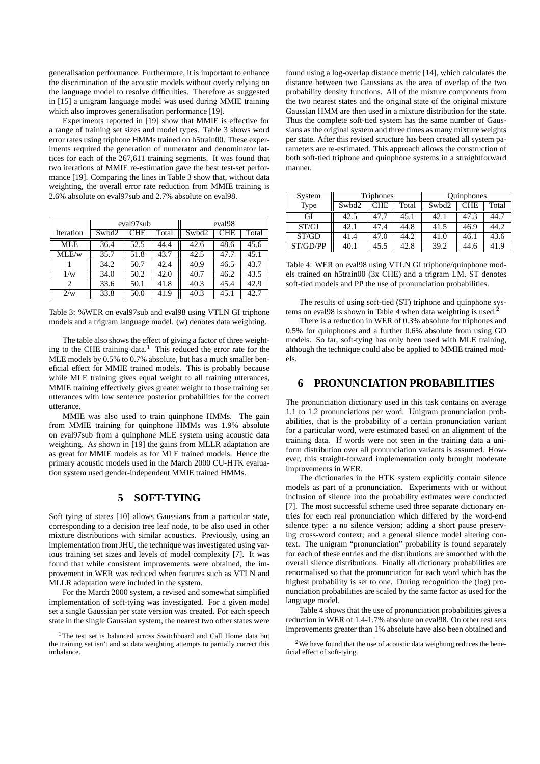generalisation performance. Furthermore, it is important to enhance the discrimination of the acoustic models without overly relying on the language model to resolve difficulties. Therefore as suggested in [15] a unigram language model was used during MMIE training which also improves generalisation performance [19].

Experiments reported in [19] show that MMIE is effective for a range of training set sizes and model types. Table 3 shows word error rates using triphone HMMs trained on h5train00. These experiments required the generation of numerator and denominator lattices for each of the 267,611 training segments. It was found that two iterations of MMIE re-estimation gave the best test-set performance [19]. Comparing the lines in Table 3 show that, without data weighting, the overall error rate reduction from MMIE training is 2.6% absolute on eval97sub and 2.7% absolute on eval98.

| Iteration | eval97sub | | | eval98 | | |
|---|---|---|---|---|---|---|
| | Swbd2 | CHE | Total | Swbd2 | CHE | Total |
| MLE | 36.4 | 52.5 | 44.4 | 42.6 | 48.6 | 45.6 |
| MLE/w | 35.7 | 51.8 | 43.7 | 42.5 | 47.7 | 45.1 |
| 1 | 34.2 | 50.7 | 42.4 | 40.9 | 46.5 | 43.7 |
| 1/w | 34.0 | 50.2 | 42.0 | 40.7 | 46.2 | 43.5 |
| 2 | 33.6 | 50.1 | 41.8 | 40.3 | 45.4 | 42.9 |
| 2/w | 33.8 | 50.0 | 41.9 | 40.3 | 45.1 | 42.7 |

Table 3: %WER on eval97sub and eval98 using VTLN GI triphone models and a trigram language model. (w) denotes data weighting.

The table also shows the effect of giving a factor of three weighting to the CHE training data.[1] This reduced the error rate for the MLE models by 0.5% to 0.7% absolute, but has a much smaller beneficial effect for MMIE trained models. This is probably because while MLE training gives equal weight to all training utterances, MMIE training effectively gives greater weight to those training set utterances with low sentence posterior probabilities for the correct utterance.

MMIE was also used to train quinphone HMMs. The gain from MMIE training for quinphone HMMs was 1.9% absolute on eval97sub from a quinphone MLE system using acoustic data weighting. As shown in [19] the gains from MLLR adaptation are as great for MMIE models as for MLE trained models. Hence the primary acoustic models used in the March 2000 CU-HTK evaluation system used gender-independent MMIE trained HMMs.

## 5 SOFT-TYING

Soft tying of states [10] allows Gaussians from a particular state, corresponding to a decision tree leaf node, to be also used in other mixture distributions with similar acoustics. Previously, using an implementation from JHU, the technique was investigated using various training set sizes and levels of model complexity [7]. It was found that while consistent improvements were obtained, the improvement in WER was reduced when features such as VTLN and MLLR adaptation were included in the system.

For the March 2000 system, a revised and somewhat simplified implementation of soft-tying was investigated. For a given model set a single Gaussian per state version was created. For each speech state in the single Gaussian system, the nearest two other states were found using a log-overlap distance metric [14], which calculates the distance between two Gaussians as the area of overlap of the two probability density functions. All of the mixture components from the two nearest states and the original state of the original mixture Gaussian HMM are then used in a mixture distribution for the state. Thus the complete soft-tied system has the same number of Gaussians as the original system and three times as many mixture weights per state. After this revised structure has been created all system parameters are re-estimated. This approach allows the construction of both soft-tied triphone and quinphone systems in a straightforward manner.

| System Type | Triphones | | | Quinphones | | |
|---|---|---|---|---|---|---|
| | Swbd2 | CHE | Total | Swbd2 | CHE | Total |
| GI | 42.5 | 47.7 | 45.1 | 42.1 | 47.3 | 44.7 |
| ST/GI | 42.1 | 47.4 | 44.8 | 41.5 | 46.9 | 44.2 |
| ST/GD | 41.4 | 47.0 | 44.2 | 41.0 | 46.1 | 43.6 |
| ST/GD/PP | 40.1 | 45.5 | 42.8 | 39.2 | 44.6 | 41.9 |

Table 4: WER on eval98 using VTLN GI triphone/quinphone models trained on h5train00 (3x CHE) and a trigram LM. ST denotes soft-tied models and PP the use of pronunciation probabilities.

The results of using soft-tied (ST) triphone and quinphone systems on eval98 is shown in Table 4 when data weighting is used.[2]

There is a reduction in WER of 0.3% absolute for triphones and 0.5% for quinphones and a further 0.6% absolute from using GD models. So far, soft-tying has only been used with MLE training, although the technique could also be applied to MMIE trained models.

## 6 PRONUNCIATION PROBABILITIES

The pronunciation dictionary used in this task contains on average 1.1 to 1.2 pronunciations per word. Unigram pronunciation probabilities, that is the probability of a certain pronunciation variant for a particular word, were estimated based on an alignment of the training data. If words were not seen in the training data a uniform distribution over all pronunciation variants is assumed. However, this straight-forward implementation only brought moderate improvements in WER.

The dictionaries in the HTK system explicitly contain silence models as part of a pronunciation. Experiments with or without inclusion of silence into the probability estimates were conducted [7]. The most successful scheme used three separate dictionary entries for each real pronunciation which differed by the word-end silence type: a no silence version; adding a short pause preserving cross-word context; and a general silence model altering context. The unigram "pronunciation" probability is found separately for each of these entries and the distributions are smoothed with the overall silence distributions. Finally all dictionary probabilities are renormalised so that the pronunciation for each word which has the highest probability is set to one. During recognition the (log) pronunciation probabilities are scaled by the same factor as used for the language model.

Table 4 shows that the use of pronunciation probabilities gives a reduction in WER of 1.4-1.7% absolute on eval98. On other test sets improvements greater than 1% absolute have also been obtained and

[1] The test set is balanced across Switchboard and Call Home data but the training set isn't and so data weighting attempts to partially correct this imbalance.

[2] We have found that the use of acoustic data weighting reduces the beneficial effect of soft-tying.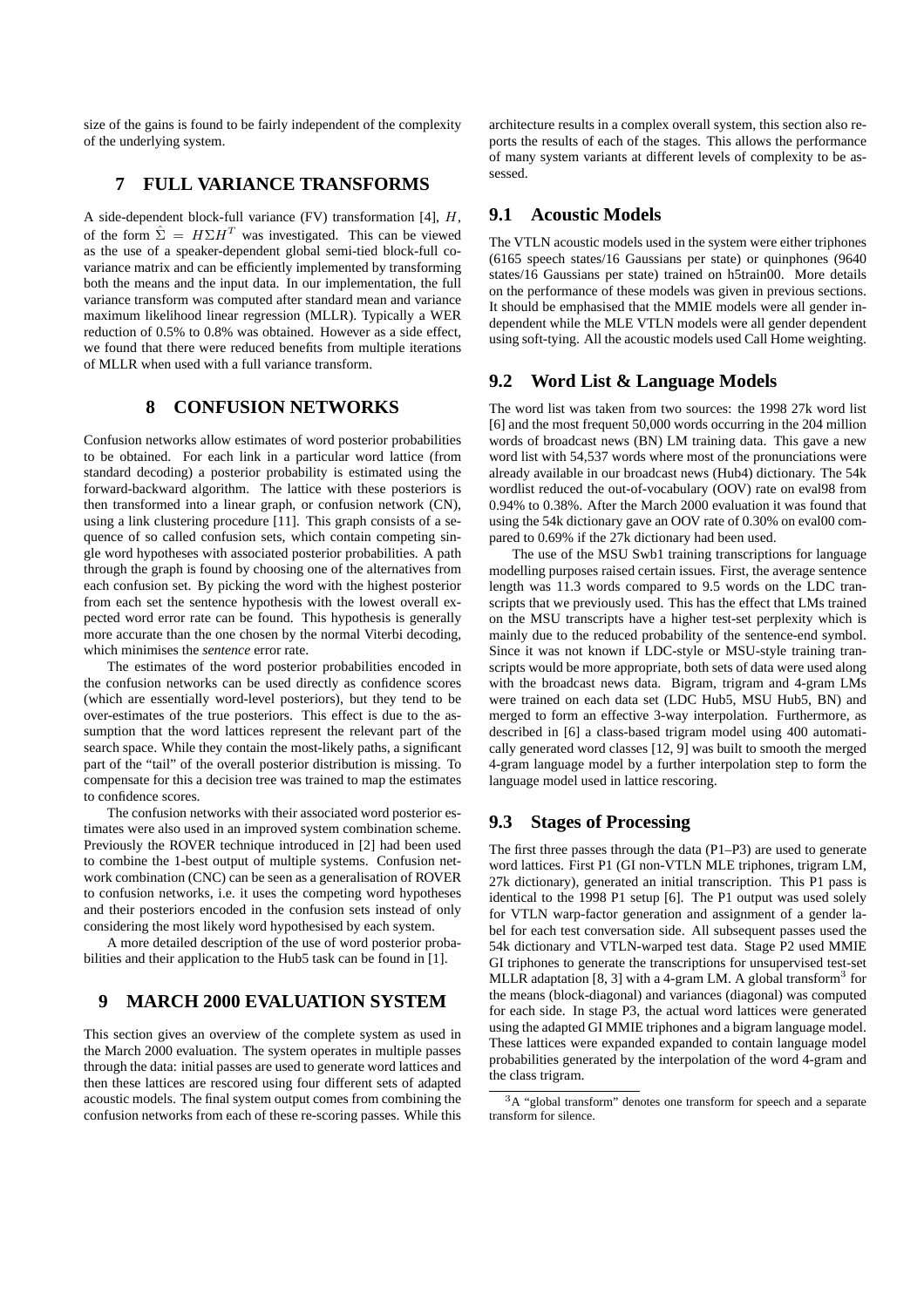size of the gains is found to be fairly independent of the complexity of the underlying system.

## 7 FULL VARIANCE TRANSFORMS

A side-dependent block-full variance (FV) transformation [4], $H$, of the form $\hat{\Sigma} = H\Sigma H^T$ was investigated. This can be viewed as the use of a speaker-dependent global semi-tied block-full covariance matrix and can be efficiently implemented by transforming both the means and the input data. In our implementation, the full variance transform was computed after standard mean and variance maximum likelihood linear regression (MLLR). Typically a WER reduction of 0.5% to 0.8% was obtained. However as a side effect, we found that there were reduced benefits from multiple iterations of MLLR when used with a full variance transform.

## 8 CONFUSION NETWORKS

Confusion networks allow estimates of word posterior probabilities to be obtained. For each link in a particular word lattice (from standard decoding) a posterior probability is estimated using the forward-backward algorithm. The lattice with these posteriors is then transformed into a linear graph, or confusion network (CN), using a link clustering procedure [11]. This graph consists of a sequence of so called confusion sets, which contain competing single word hypotheses with associated posterior probabilities. A path through the graph is found by choosing one of the alternatives from each confusion set. By picking the word with the highest posterior from each set the sentence hypothesis with the lowest overall expected word error rate can be found. This hypothesis is generally more accurate than the one chosen by the normal Viterbi decoding, which minimises the *sentence* error rate.

The estimates of the word posterior probabilities encoded in the confusion networks can be used directly as confidence scores (which are essentially word-level posteriors), but they tend to be over-estimates of the true posteriors. This effect is due to the assumption that the word lattices represent the relevant part of the search space. While they contain the most-likely paths, a significant part of the "tail" of the overall posterior distribution is missing. To compensate for this a decision tree was trained to map the estimates to confidence scores.

The confusion networks with their associated word posterior estimates were also used in an improved system combination scheme. Previously the ROVER technique introduced in [2] had been used to combine the 1-best output of multiple systems. Confusion network combination (CNC) can be seen as a generalisation of ROVER to confusion networks, i.e. it uses the competing word hypotheses and their posteriors encoded in the confusion sets instead of only considering the most likely word hypothesised by each system.

A more detailed description of the use of word posterior probabilities and their application to the Hub5 task can be found in [1].

## 9 MARCH 2000 EVALUATION SYSTEM

This section gives an overview of the complete system as used in the March 2000 evaluation. The system operates in multiple passes through the data: initial passes are used to generate word lattices and then these lattices are rescored using four different sets of adapted acoustic models. The final system output comes from combining the confusion networks from each of these re-scoring passes. While this architecture results in a complex overall system, this section also reports the results of each of the stages. This allows the performance of many system variants at different levels of complexity to be assessed.

### 9.1 Acoustic Models

The VTLN acoustic models used in the system were either triphones (6165 speech states/16 Gaussians per state) or quinphones (9640 states/16 Gaussians per state) trained on h5train00. More details on the performance of these models was given in previous sections. It should be emphasised that the MMIE models were all gender independent while the MLE VTLN models were all gender dependent using soft-tying. All the acoustic models used Call Home weighting.

### 9.2 Word List & Language Models

The word list was taken from two sources: the 1998 27k word list [6] and the most frequent 50,000 words occurring in the 204 million words of broadcast news (BN) LM training data. This gave a new word list with 54,537 words where most of the pronunciations were already available in our broadcast news (Hub4) dictionary. The 54k wordlist reduced the out-of-vocabulary (OOV) rate on eval98 from 0.94% to 0.38%. After the March 2000 evaluation it was found that using the 54k dictionary gave an OOV rate of 0.30% on eval00 compared to 0.69% if the 27k dictionary had been used.

The use of the MSU Swb1 training transcriptions for language modelling purposes raised certain issues. First, the average sentence length was 11.3 words compared to 9.5 words on the LDC transcripts that we previously used. This has the effect that LMs trained on the MSU transcripts have a higher test-set perplexity which is mainly due to the reduced probability of the sentence-end symbol. Since it was not known if LDC-style or MSU-style training transcripts would be more appropriate, both sets of data were used along with the broadcast news data. Bigram, trigram and 4-gram LMs were trained on each data set (LDC Hub5, MSU Hub5, BN) and merged to form an effective 3-way interpolation. Furthermore, as described in [6] a class-based trigram model using 400 automatically generated word classes [12, 9] was built to smooth the merged 4-gram language model by a further interpolation step to form the language model used in lattice rescoring.

### 9.3 Stages of Processing

The first three passes through the data (P1–P3) are used to generate word lattices. First P1 (GI non-VTLN MLE triphones, trigram LM, 27k dictionary), generated an initial transcription. This P1 pass is identical to the 1998 P1 setup [6]. The P1 output was used solely for VTLN warp-factor generation and assignment of a gender label for each test conversation side. All subsequent passes used the 54k dictionary and VTLN-warped test data. Stage P2 used MMIE GI triphones to generate the transcriptions for unsupervised test-set MLLR adaptation [8, 3] with a 4-gram LM. A global transform[3] for the means (block-diagonal) and variances (diagonal) was computed for each side. In stage P3, the actual word lattices were generated using the adapted GI MMIE triphones and a bigram language model. These lattices were expanded expanded to contain language model probabilities generated by the interpolation of the word 4-gram and the class trigram.

[3] A "global transform" denotes one transform for speech and a separate transform for silence.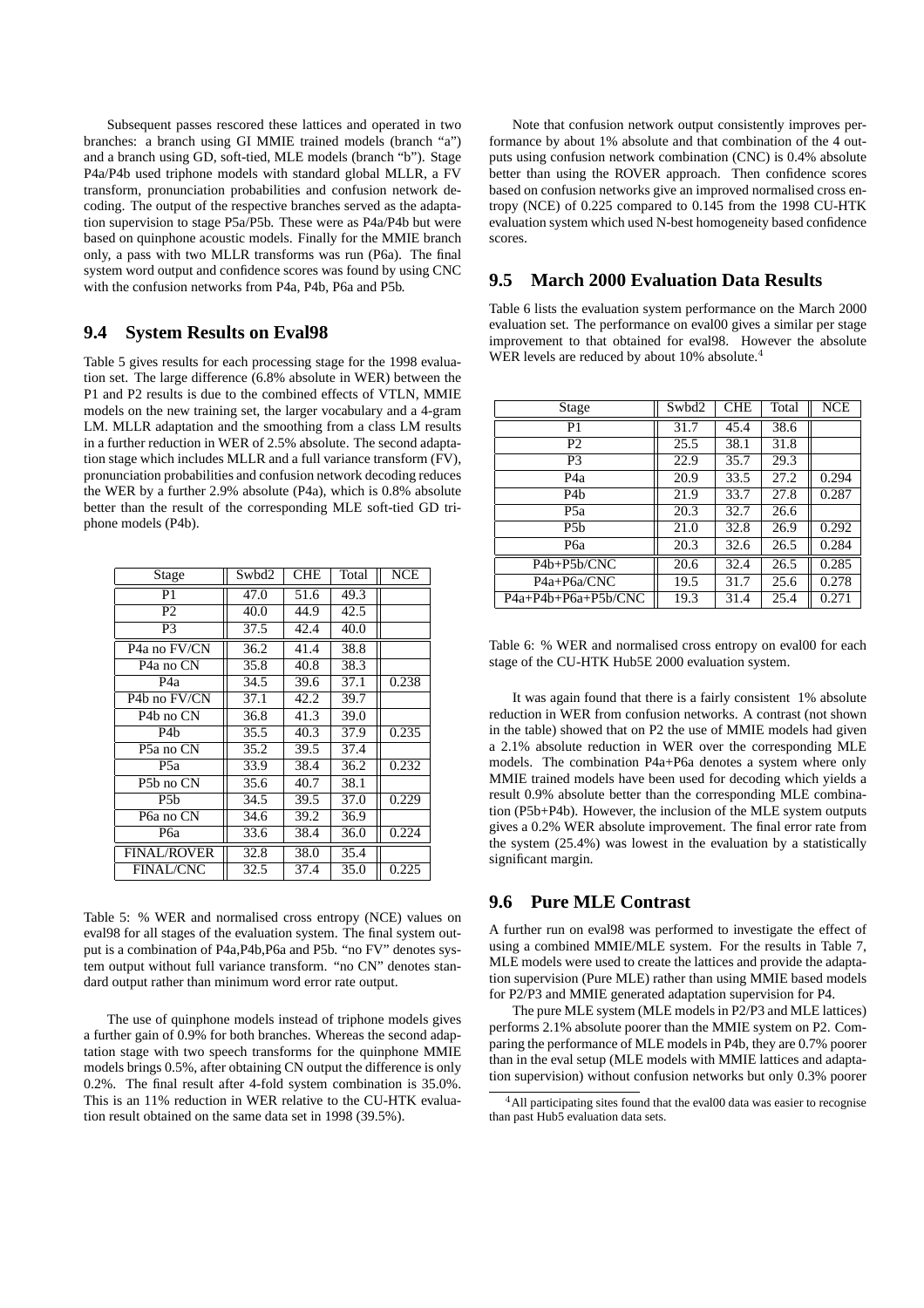Subsequent passes rescored these lattices and operated in two branches: a branch using GI MMIE trained models (branch "a") and a branch using GD, soft-tied, MLE models (branch "b"). Stage P4a/P4b used triphone models with standard global MLLR, a FV transform, pronunciation probabilities and confusion network decoding. The output of the respective branches served as the adaptation supervision to stage P5a/P5b. These were as P4a/P4b but were based on quinphone acoustic models. Finally for the MMIE branch only, a pass with two MLLR transforms was run (P6a). The final system word output and confidence scores was found by using CNC with the confusion networks from P4a, P4b, P6a and P5b.

## 9.4 System Results on Eval98

Table 5 gives results for each processing stage for the 1998 evaluation set. The large difference (6.8% absolute in WER) between the P1 and P2 results is due to the combined effects of VTLN, MMIE models on the new training set, the larger vocabulary and a 4-gram LM. MLLR adaptation and the smoothing from a class LM results in a further reduction in WER of 2.5% absolute. The second adaptation stage which includes MLLR and a full variance transform (FV), pronunciation probabilities and confusion network decoding reduces the WER by a further 2.9% absolute (P4a), which is 0.8% absolute better than the result of the corresponding MLE soft-tied GD triphone models (P4b).

| Stage | Swbd2 | CHE | Total | NCE |
|---|---|---|---|---|
| P1 | 47.0 | 51.6 | 49.3 | |
| P2 | 40.0 | 44.9 | 42.5 | |
| P3 | 37.5 | 42.4 | 40.0 | |
| P4a no FV/CN | 36.2 | 41.4 | 38.8 | |
| P4a no CN | 35.8 | 40.8 | 38.3 | |
| P4a | 34.5 | 39.6 | 37.1 | 0.238 |
| P4b no FV/CN | 37.1 | 42.2 | 39.7 | |
| P4b no CN | 36.8 | 41.3 | 39.0 | |
| P4b | 35.5 | 40.3 | 37.9 | 0.235 |
| P5a no CN | 35.2 | 39.5 | 37.4 | |
| P5a | 33.9 | 38.4 | 36.2 | 0.232 |
| P5b no CN | 35.6 | 40.7 | 38.1 | |
| P5b | 34.5 | 39.5 | 37.0 | 0.229 |
| P6a no CN | 34.6 | 39.2 | 36.9 | |
| P6a | 33.6 | 38.4 | 36.0 | 0.224 |
| FINAL/ROVER | 32.8 | 38.0 | 35.4 | |
| FINAL/CNC | 32.5 | 37.4 | 35.0 | 0.225 |

Table 5: % WER and normalised cross entropy (NCE) values on eval98 for all stages of the evaluation system. The final system output is a combination of P4a,P4b,P6a and P5b. "no FV" denotes system output without full variance transform. "no CN" denotes standard output rather than minimum word error rate output.

The use of quinphone models instead of triphone models gives a further gain of 0.9% for both branches. Whereas the second adaptation stage with two speech transforms for the quinphone MMIE models brings 0.5%, after obtaining CN output the difference is only 0.2%. The final result after 4-fold system combination is 35.0%. This is an 11% reduction in WER relative to the CU-HTK evaluation result obtained on the same data set in 1998 (39.5%).

Note that confusion network output consistently improves performance by about 1% absolute and that combination of the 4 outputs using confusion network combination (CNC) is 0.4% absolute better than using the ROVER approach. Then confidence scores based on confusion networks give an improved normalised cross entropy (NCE) of 0.225 compared to 0.145 from the 1998 CU-HTK evaluation system which used N-best homogeneity based confidence scores.

## 9.5 March 2000 Evaluation Data Results

Table 6 lists the evaluation system performance on the March 2000 evaluation set. The performance on eval00 gives a similar per stage improvement to that obtained for eval98. However the absolute WER levels are reduced by about 10% absolute.[4]

| Stage | Swbd2 | CHE | Total | NCE |
|---|---|---|---|---|
| P1 | 31.7 | 45.4 | 38.6 | |
| P2 | 25.5 | 38.1 | 31.8 | |
| P3 | 22.9 | 35.7 | 29.3 | |
| P4a | 20.9 | 33.5 | 27.2 | 0.294 |
| P4b | 21.9 | 33.7 | 27.8 | 0.287 |
| P5a | 20.3 | 32.7 | 26.6 | |
| P5b | 21.0 | 32.8 | 26.9 | 0.292 |
| P6a | 20.3 | 32.6 | 26.5 | 0.284 |
| P4b+P5b/CNC | 20.6 | 32.4 | 26.5 | 0.285 |
| P4a+P6a/CNC | 19.5 | 31.7 | 25.6 | 0.278 |
| P4a+P4b+P6a+P5b/CNC | 19.3 | 31.4 | 25.4 | 0.271 |

Table 6: % WER and normalised cross entropy on eval00 for each stage of the CU-HTK Hub5E 2000 evaluation system.

It was again found that there is a fairly consistent 1% absolute reduction in WER from confusion networks. A contrast (not shown in the table) showed that on P2 the use of MMIE models had given a 2.1% absolute reduction in WER over the corresponding MLE models. The combination P4a+P6a denotes a system where only MMIE trained models have been used for decoding which yields a result 0.9% absolute better than the corresponding MLE combination (P5b+P4b). However, the inclusion of the MLE system outputs gives a 0.2% WER absolute improvement. The final error rate from the system (25.4%) was lowest in the evaluation by a statistically significant margin.

## 9.6 Pure MLE Contrast

A further run on eval98 was performed to investigate the effect of using a combined MMIE/MLE system. For the results in Table 7, MLE models were used to create the lattices and provide the adaptation supervision (Pure MLE) rather than using MMIE based models for P2/P3 and MMIE generated adaptation supervision for P4.

The pure MLE system (MLE models in P2/P3 and MLE lattices) performs 2.1% absolute poorer than the MMIE system on P2. Comparing the performance of MLE models in P4b, they are 0.7% poorer than in the eval setup (MLE models with MMIE lattices and adaptation supervision) without confusion networks but only 0.3% poorer

[4] All participating sites found that the eval00 data was easier to recognise than past Hub5 evaluation data sets.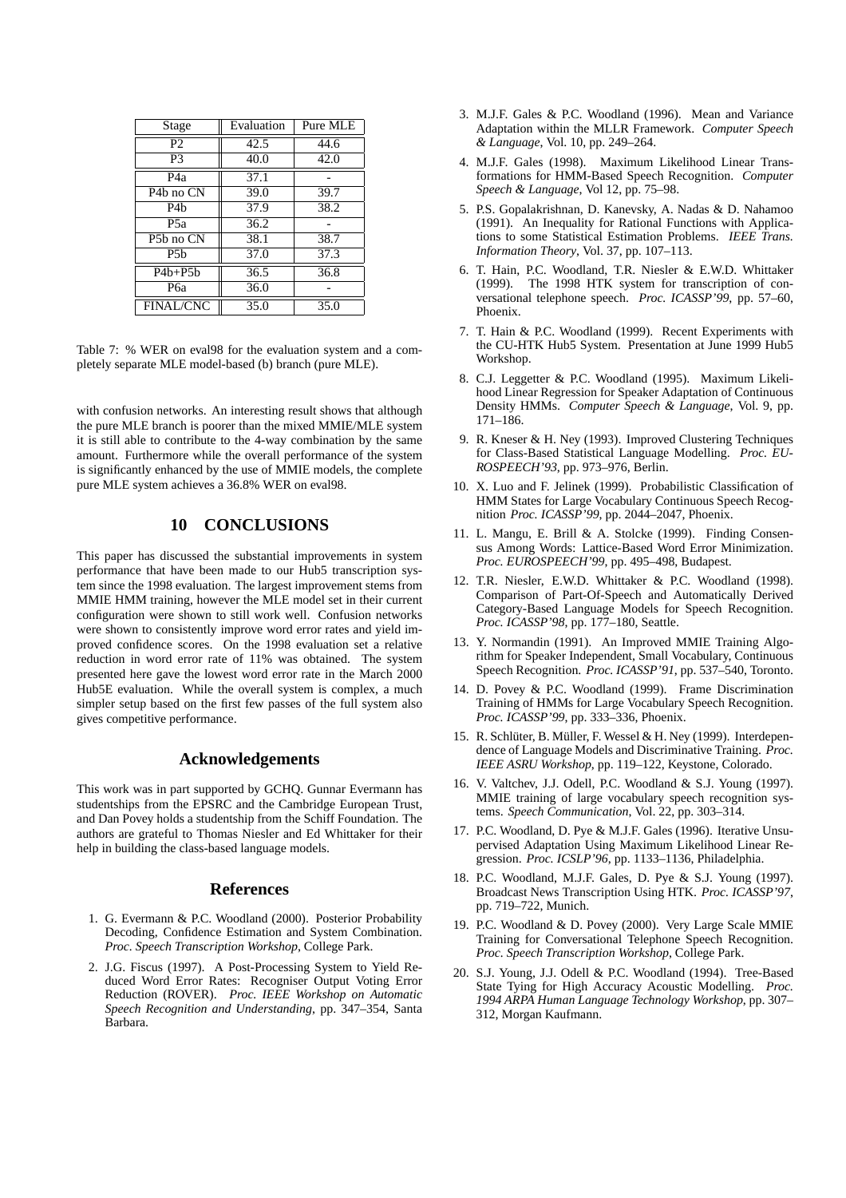| Stage | Evaluation | Pure MLE |
|---|---|---|
| P2 | 42.5 | 44.6 |
| P3 | 40.0 | 42.0 |
| P4a | 37.1 | - |
| P4b no CN | 39.0 | 39.7 |
| P4b | 37.9 | 38.2 |
| P5a | 36.2 | - |
| P5b no CN | 38.1 | 38.7 |
| P5b | 37.0 | 37.3 |
| P4b+P5b | 36.5 | 36.8 |
| P6a | 36.0 | - |
| FINAL/CNC | 35.0 | 35.0 |

Table 7: % WER on eval98 for the evaluation system and a completely separate MLE model-based (b) branch (pure MLE).

with confusion networks. An interesting result shows that although the pure MLE branch is poorer than the mixed MMIE/MLE system it is still able to contribute to the 4-way combination by the same amount. Furthermore while the overall performance of the system is significantly enhanced by the use of MMIE models, the complete pure MLE system achieves a 36.8% WER on eval98.

## 10 CONCLUSIONS

This paper has discussed the substantial improvements in system performance that have been made to our Hub5 transcription system since the 1998 evaluation. The largest improvement stems from MMIE HMM training, however the MLE model set in their current configuration were shown to still work well. Confusion networks were shown to consistently improve word error rates and yield improved confidence scores. On the 1998 evaluation set a relative reduction in word error rate of 11% was obtained. The system presented here gave the lowest word error rate in the March 2000 Hub5E evaluation. While the overall system is complex, a much simpler setup based on the first few passes of the full system also gives competitive performance.

## Acknowledgements

This work was in part supported by GCHQ. Gunnar Evermann has studentships from the EPSRC and the Cambridge European Trust, and Dan Povey holds a studentship from the Schiff Foundation. The authors are grateful to Thomas Niesler and Ed Whittaker for their help in building the class-based language models.

## References

1. G. Evermann & P.C. Woodland (2000). Posterior Probability Decoding, Confidence Estimation and System Combination. *Proc. Speech Transcription Workshop*, College Park.
2. J.G. Fiscus (1997). A Post-Processing System to Yield Reduced Word Error Rates: Recogniser Output Voting Error Reduction (ROVER). *Proc. IEEE Workshop on Automatic Speech Recognition and Understanding*, pp. 347–354, Santa Barbara.
3. M.J.F. Gales & P.C. Woodland (1996). Mean and Variance Adaptation within the MLLR Framework. *Computer Speech & Language*, Vol. 10, pp. 249–264.
4. M.J.F. Gales (1998). Maximum Likelihood Linear Transformations for HMM-Based Speech Recognition. *Computer Speech & Language*, Vol 12, pp. 75–98.
5. P.S. Gopalakrishnan, D. Kanevsky, A. Nadas & D. Nahamoo (1991). An Inequality for Rational Functions with Applications to some Statistical Estimation Problems. *IEEE Trans. Information Theory*, Vol. 37, pp. 107–113.
6. T. Hain, P.C. Woodland, T.R. Niesler & E.W.D. Whittaker (1999). The 1998 HTK system for transcription of conversational telephone speech. *Proc. ICASSP'99*, pp. 57–60, Phoenix.
7. T. Hain & P.C. Woodland (1999). Recent Experiments with the CU-HTK Hub5 System. Presentation at June 1999 Hub5 Workshop.
8. C.J. Leggetter & P.C. Woodland (1995). Maximum Likelihood Linear Regression for Speaker Adaptation of Continuous Density HMMs. *Computer Speech & Language*, Vol. 9, pp. 171–186.
9. R. Kneser & H. Ney (1993). Improved Clustering Techniques for Class-Based Statistical Language Modelling. *Proc. EUROSPEECH'93*, pp. 973–976, Berlin.
10. X. Luo and F. Jelinek (1999). Probabilistic Classification of HMM States for Large Vocabulary Continuous Speech Recognition *Proc. ICASSP'99*, pp. 2044–2047, Phoenix.
11. L. Mangu, E. Brill & A. Stolcke (1999). Finding Consensus Among Words: Lattice-Based Word Error Minimization. *Proc. EUROSPEECH'99*, pp. 495–498, Budapest.
12. T.R. Niesler, E.W.D. Whittaker & P.C. Woodland (1998). Comparison of Part-Of-Speech and Automatically Derived Category-Based Language Models for Speech Recognition. *Proc. ICASSP'98*, pp. 177–180, Seattle.
13. Y. Normandin (1991). An Improved MMIE Training Algorithm for Speaker Independent, Small Vocabulary, Continuous Speech Recognition. *Proc. ICASSP'91*, pp. 537–540, Toronto.
14. D. Povey & P.C. Woodland (1999). Frame Discrimination Training of HMMs for Large Vocabulary Speech Recognition. *Proc. ICASSP'99*, pp. 333–336, Phoenix.
15. R. Schlüter, B. Müller, F. Wessel & H. Ney (1999). Interdependence of Language Models and Discriminative Training. *Proc. IEEE ASRU Workshop*, pp. 119–122, Keystone, Colorado.
16. V. Valtchev, J.J. Odell, P.C. Woodland & S.J. Young (1997). MMIE training of large vocabulary speech recognition systems. *Speech Communication*, Vol. 22, pp. 303–314.
17. P.C. Woodland, D. Pye & M.J.F. Gales (1996). Iterative Unsupervised Adaptation Using Maximum Likelihood Linear Regression. *Proc. ICSLP'96*, pp. 1133–1136, Philadelphia.
18. P.C. Woodland, M.J.F. Gales, D. Pye & S.J. Young (1997). Broadcast News Transcription Using HTK. *Proc. ICASSP'97*, pp. 719–722, Munich.
19. P.C. Woodland & D. Povey (2000). Very Large Scale MMIE Training for Conversational Telephone Speech Recognition. *Proc. Speech Transcription Workshop*, College Park.
20. S.J. Young, J.J. Odell & P.C. Woodland (1994). Tree-Based State Tying for High Accuracy Acoustic Modelling. *Proc. 1994 ARPA Human Language Technology Workshop*, pp. 307–312, Morgan Kaufmann.